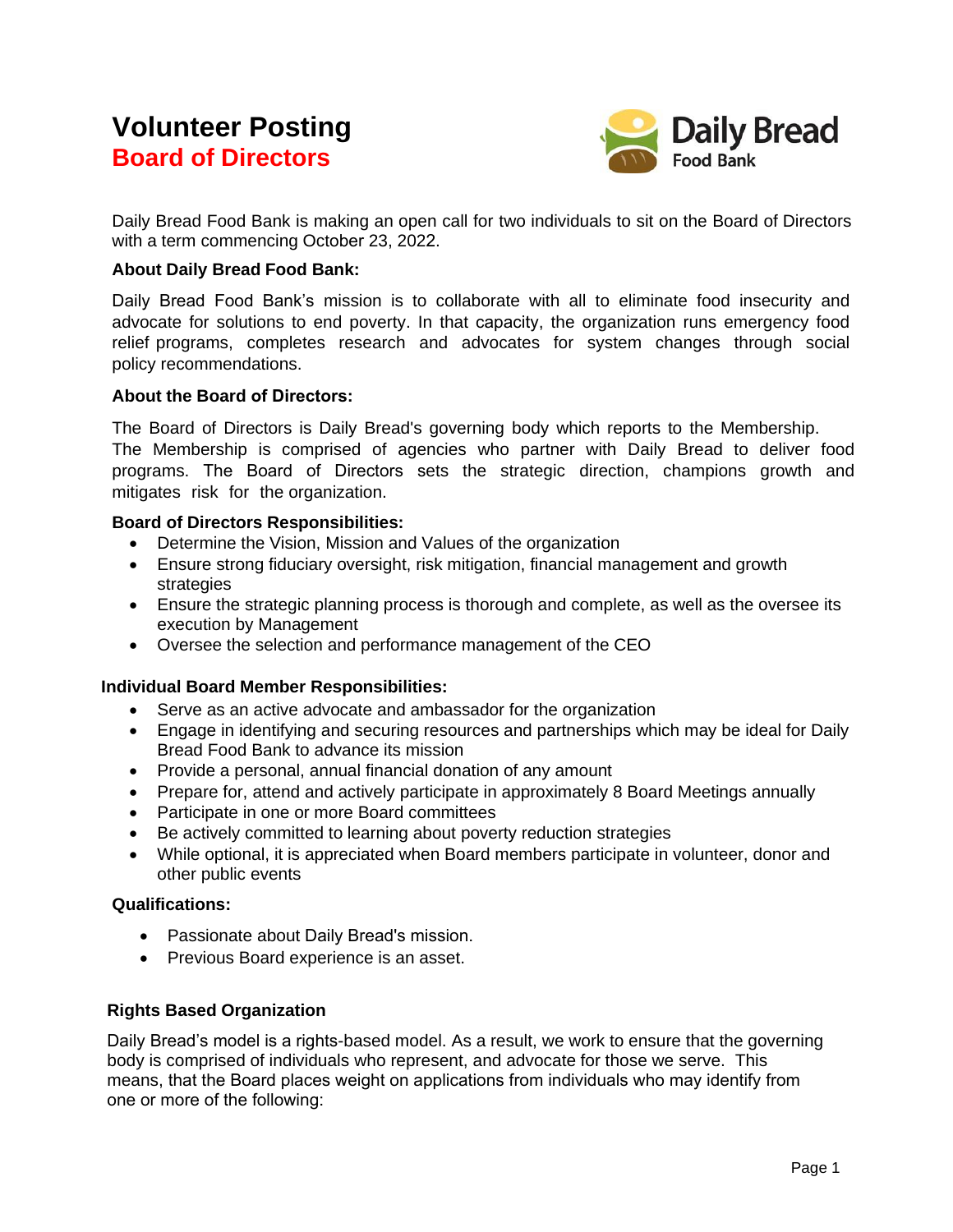# Volunteer Posting

## Board of Directors

Daily Bread Food Bank

Daily Bread Food Bank is making an open call for two individuals to sit on the Board of Directors with a term commencing October 23, 2022.

**About Daily Bread Food Bank:**

Daily Bread Food Bank's mission is to collaborate with all to eliminate food insecurity and advocate for solutions to end poverty. In that capacity, the organization runs emergency food relief programs, completes research and advocates for system changes through social policy recommendations.

**About the Board of Directors:**

The Board of Directors is Daily Bread's governing body which reports to the Membership. The Membership is comprised of agencies who partner with Daily Bread to deliver food programs. The Board of Directors sets the strategic direction, champions growth and mitigates risk for the organization.

**Board of Directors Responsibilities:**

- Determine the Vision, Mission and Values of the organization
- Ensure strong fiduciary oversight, risk mitigation, financial management and growth strategies
- Ensure the strategic planning process is thorough and complete, as well as the oversee its execution by Management
- Oversee the selection and performance management of the CEO

**Individual Board Member Responsibilities:**

- Serve as an active advocate and ambassador for the organization
- Engage in identifying and securing resources and partnerships which may be ideal for Daily Bread Food Bank to advance its mission
- Provide a personal, annual financial donation of any amount
- Prepare for, attend and actively participate in approximately 8 Board Meetings annually
- Participate in one or more Board committees
- Be actively committed to learning about poverty reduction strategies
- While optional, it is appreciated when Board members participate in volunteer, donor and other public events

**Qualifications:**

- Passionate about Daily Bread's mission.
- Previous Board experience is an asset.

**Rights Based Organization**

Daily Bread's model is a rights-based model. As a result, we work to ensure that the governing body is comprised of individuals who represent, and advocate for those we serve. This means, that the Board places weight on applications from individuals who may identify from one or more of the following: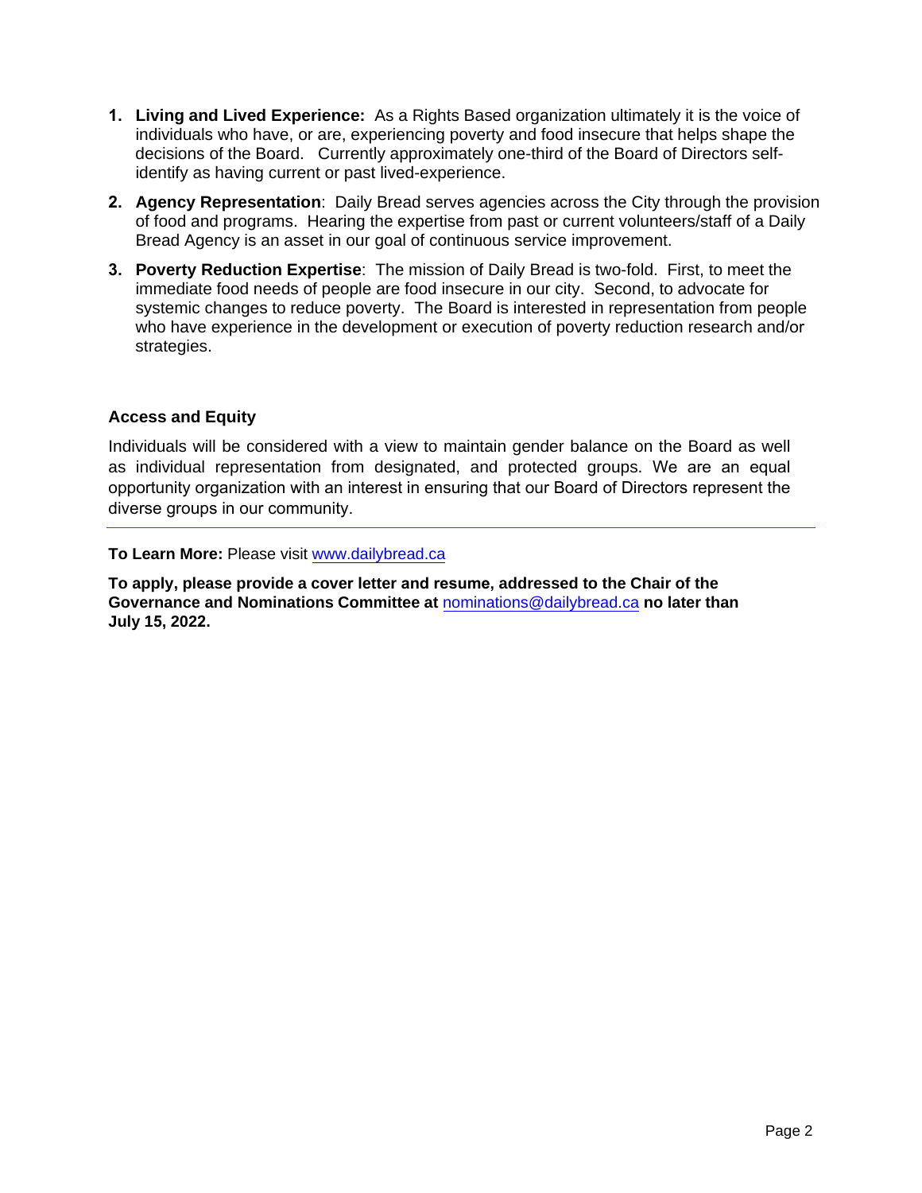1. **Living and Lived Experience:** As a Rights Based organization ultimately it is the voice of individuals who have, or are, experiencing poverty and food insecure that helps shape the decisions of the Board. Currently approximately one-third of the Board of Directors self-identify as having current or past lived-experience.
2. **Agency Representation**: Daily Bread serves agencies across the City through the provision of food and programs. Hearing the expertise from past or current volunteers/staff of a Daily Bread Agency is an asset in our goal of continuous service improvement.
3. **Poverty Reduction Expertise**: The mission of Daily Bread is two-fold. First, to meet the immediate food needs of people are food insecure in our city. Second, to advocate for systemic changes to reduce poverty. The Board is interested in representation from people who have experience in the development or execution of poverty reduction research and/or strategies.

### Access and Equity

Individuals will be considered with a view to maintain gender balance on the Board as well as individual representation from designated, and protected groups. We are an equal opportunity organization with an interest in ensuring that our Board of Directors represent the diverse groups in our community.

---

**To Learn More:** Please visit [www.dailybread.ca](http://www.dailybread.ca)

**To apply, please provide a cover letter and resume, addressed to the Chair of the Governance and Nominations Committee at** [nominations@dailybread.ca](mailto:nominations@dailybread.ca) **no later than July 15, 2022.**